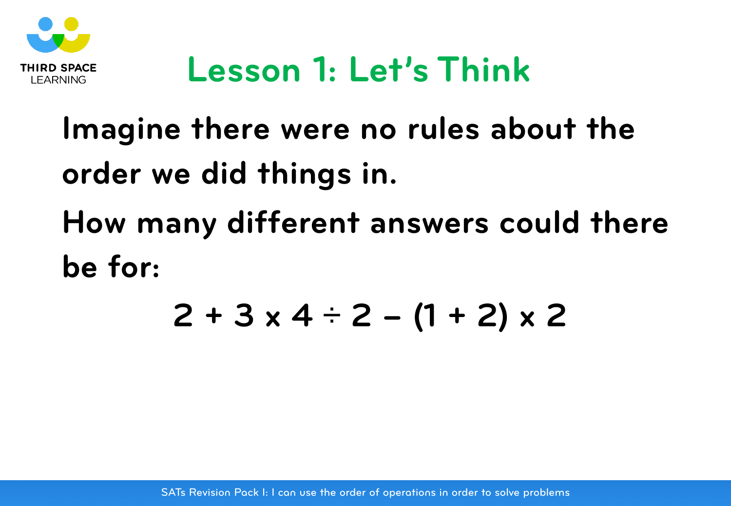# Lesson 1: Let's Think

Imagine there were no rules about the order we did things in.

How many different answers could there be for:

$$2 + 3 \times 4 \div 2 - (1 + 2) \times 2$$

SATs Revision Pack 1: I can use the order of operations in order to solve problems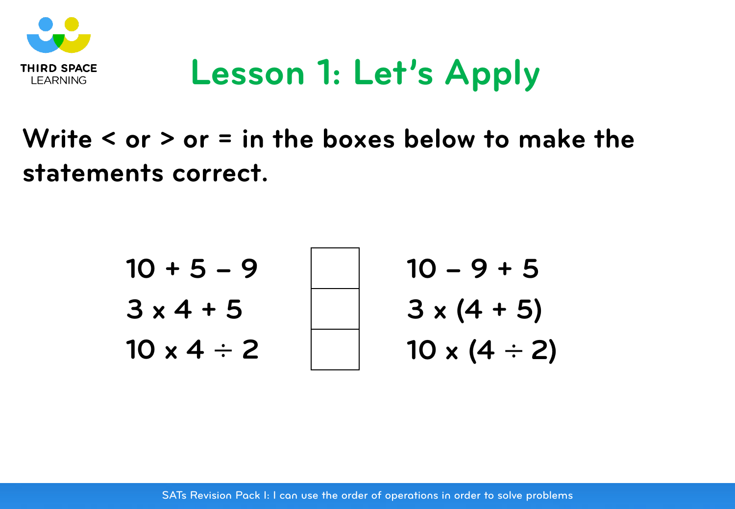# Lesson 1: Let's Apply

**Write < or > or = in the boxes below to make the statements correct.**

| | | |
|---|---|---|
| $10 + 5 - 9$ | | $10 - 9 + 5$ |
| $3 \times 4 + 5$ | | $3 \times (4 + 5)$ |
| $10 \times 4 \div 2$ | | $10 \times (4 \div 2)$ |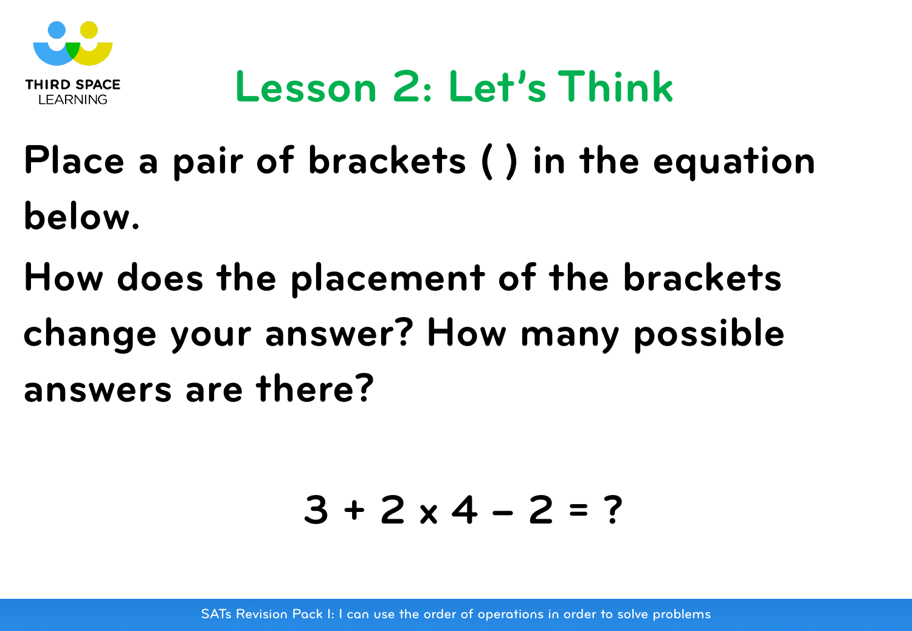# Lesson 2: Let's Think

**Place a pair of brackets ( ) in the equation below.**

**How does the placement of the brackets change your answer? How many possible answers are there?**

$$3 + 2 \times 4 - 2 = ?$$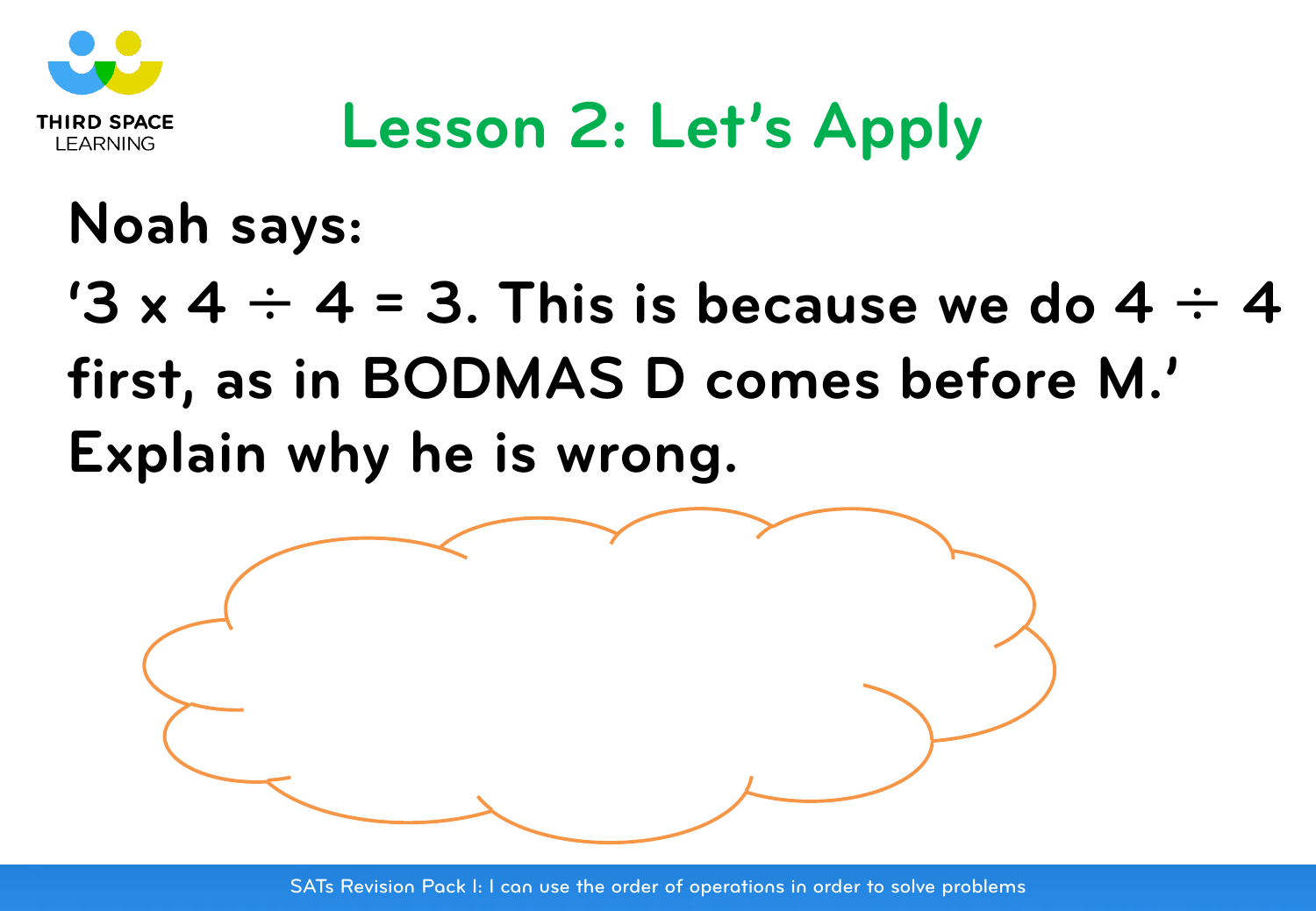# Lesson 2: Let's Apply

**Noah says:**

**'$3 \times 4 \div 4 = 3$. This is because we do $4 \div 4$ first, as in BODMAS D comes before M.'**

**Explain why he is wrong.**